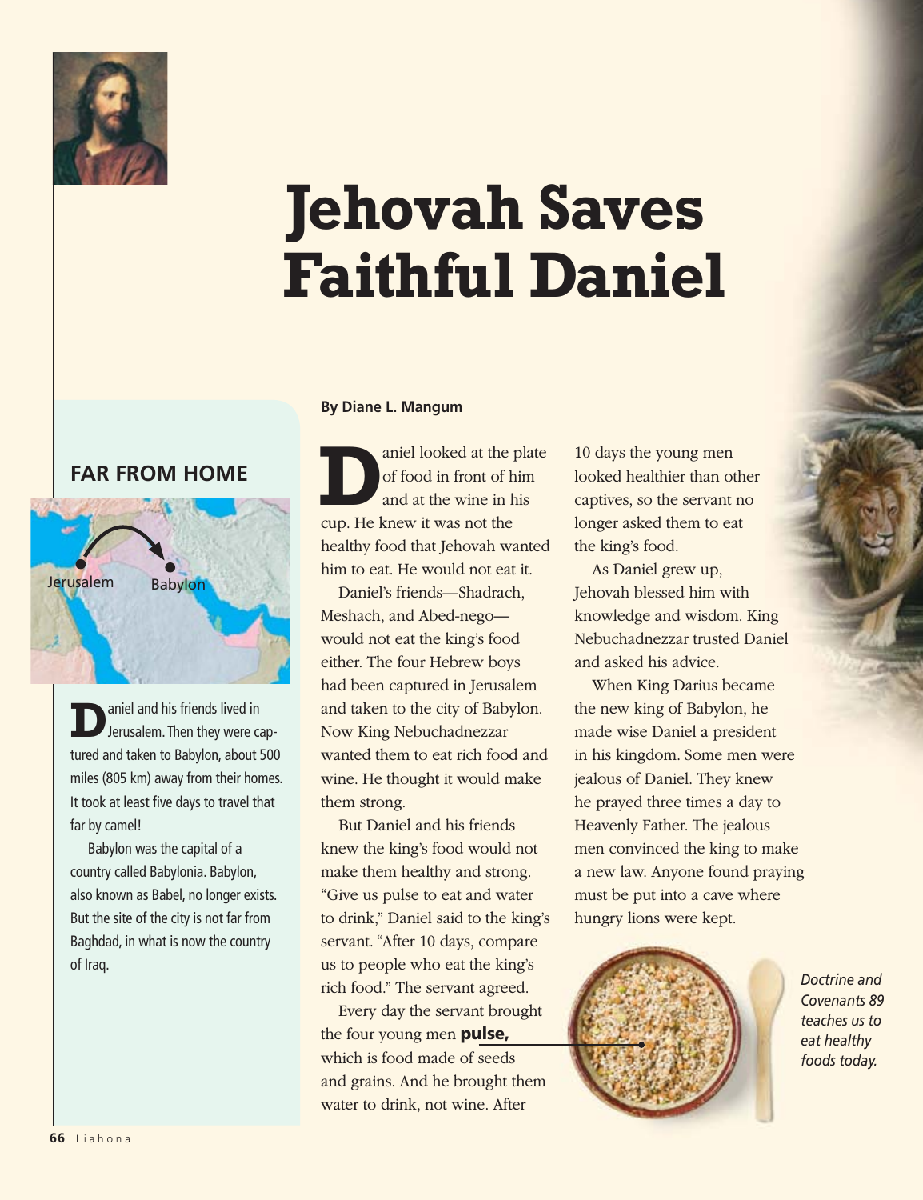# Jehovah Saves Faithful Daniel

**By Diane L. Mangum**

Daniel looked at the plate of food in front of him and at the wine in his cup. He knew it was not the healthy food that Jehovah wanted him to eat. He would not eat it.

Daniel's friends—Shadrach, Meshach, and Abed-nego—would not eat the king's food either. The four Hebrew boys had been captured in Jerusalem and taken to the city of Babylon. Now King Nebuchadnezzar wanted them to eat rich food and wine. He thought it would make them strong.

But Daniel and his friends knew the king's food would not make them healthy and strong. "Give us pulse to eat and water to drink," Daniel said to the king's servant. "After 10 days, compare us to people who eat the king's rich food." The servant agreed.

Every day the servant brought the four young men **pulse,** which is food made of seeds and grains. And he brought them water to drink, not wine. After 10 days the young men looked healthier than other captives, so the servant no longer asked them to eat the king's food.

As Daniel grew up, Jehovah blessed him with knowledge and wisdom. King Nebuchadnezzar trusted Daniel and asked his advice.

When King Darius became the new king of Babylon, he made wise Daniel a president in his kingdom. Some men were jealous of Daniel. They knew he prayed three times a day to Heavenly Father. The jealous men convinced the king to make a new law. Anyone found praying must be put into a cave where hungry lions were kept.

*Doctrine and Covenants 89 teaches us to eat healthy foods today.*

## FAR FROM HOME

Jerusalem Babylon

Daniel and his friends lived in Jerusalem. Then they were captured and taken to Babylon, about 500 miles (805 km) away from their homes. It took at least five days to travel that far by camel!

Babylon was the capital of a country called Babylonia. Babylon, also known as Babel, no longer exists. But the site of the city is not far from Baghdad, in what is now the country of Iraq.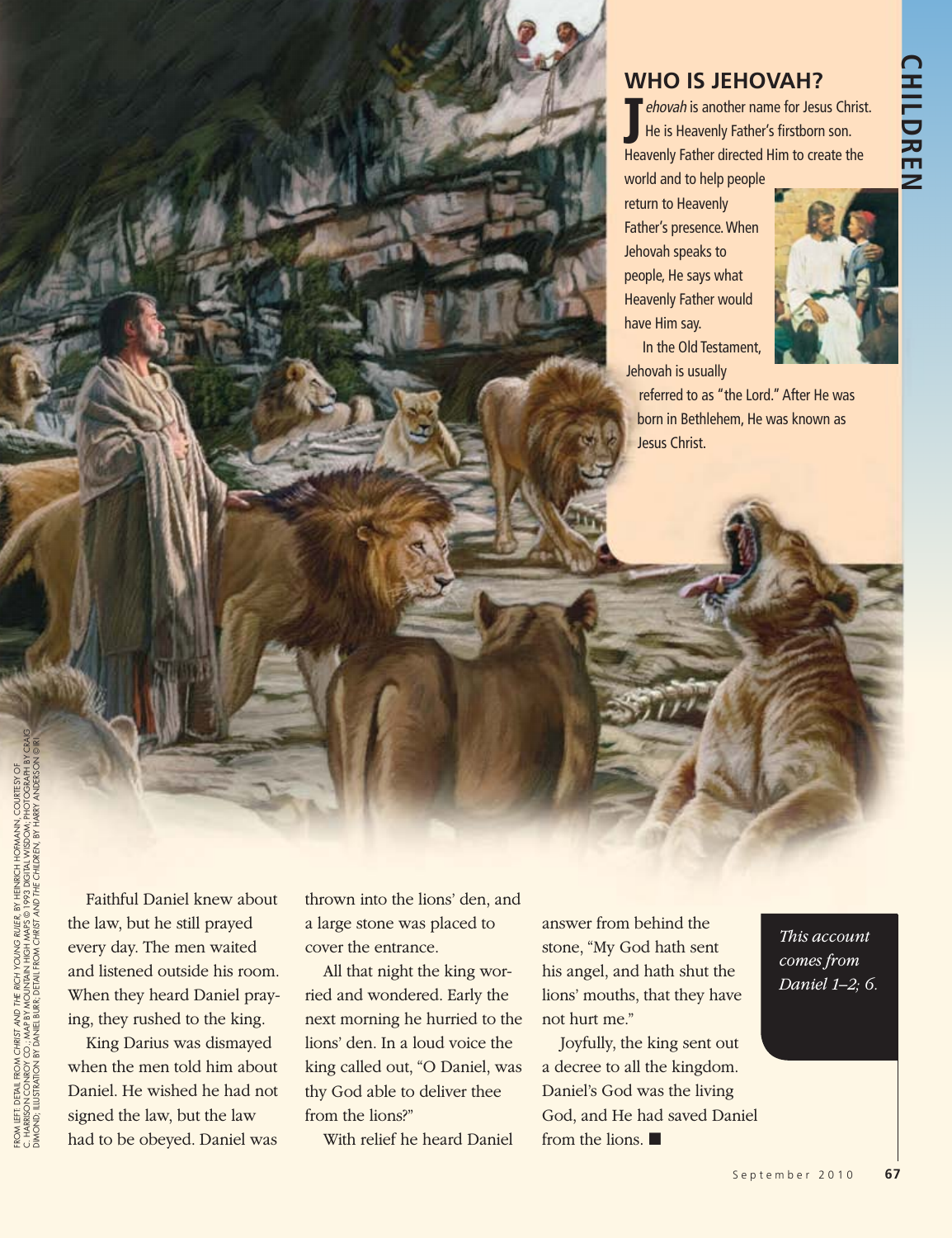## WHO IS JEHOVAH?

*Jehovah* is another name for Jesus Christ. He is Heavenly Father's firstborn son. Heavenly Father directed Him to create the world and to help people return to Heavenly Father's presence. When Jehovah speaks to people, He says what Heavenly Father would have Him say.

In the Old Testament, Jehovah is usually referred to as "the Lord." After He was born in Bethlehem, He was known as Jesus Christ.

Faithful Daniel knew about the law, but he still prayed every day. The men waited and listened outside his room. When they heard Daniel praying, they rushed to the king.

King Darius was dismayed when the men told him about Daniel. He wished he had not signed the law, but the law had to be obeyed. Daniel was thrown into the lions' den, and a large stone was placed to cover the entrance.

All that night the king worried and wondered. Early the next morning he hurried to the lions' den. In a loud voice the king called out, "O Daniel, was thy God able to deliver thee from the lions?"

With relief he heard Daniel answer from behind the stone, "My God hath sent his angel, and hath shut the lions' mouths, that they have not hurt me."

Joyfully, the king sent out a decree to all the kingdom. Daniel's God was the living God, and He had saved Daniel from the lions. ■

*This account comes from Daniel 1–2; 6.*

FROM LEFT: DETAIL FROM *CHRIST AND THE RICH YOUNG RULER*, BY HEINRICH HOFMANN, COURTESY OF C. HARRISON CONROY CO.; MAP BY MOUNTAIN HIGH MAPS © 1993 DIGITAL WISDOM; PHOTOGRAPH BY CRAIG DIMOND; ILLUSTRATION BY DANIEL BURR; DETAIL FROM *CHRIST AND THE CHILDREN*, BY HARRY ANDERSON © IRI